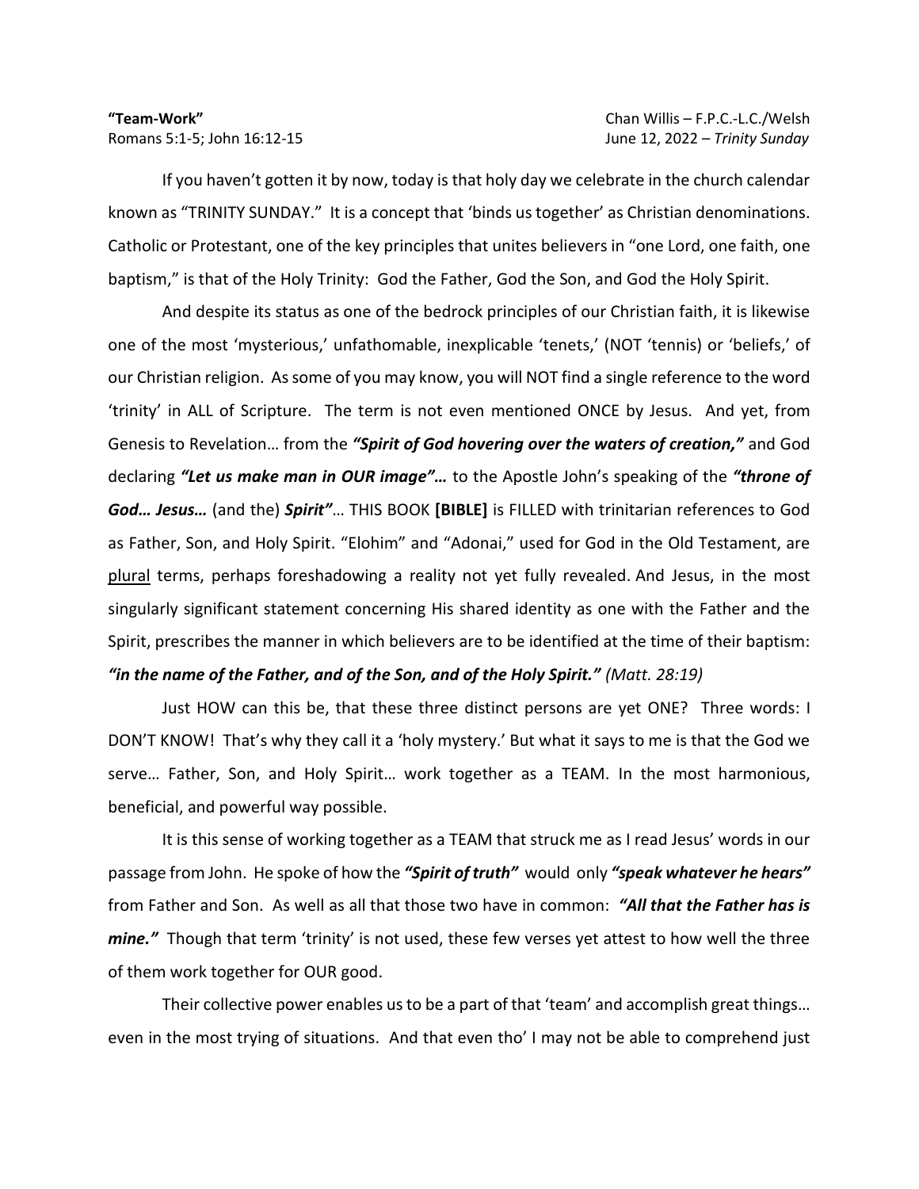**"Team-Work"** Chan Willis – F.P.C.-L.C./Welsh
Romans 5:1-5; John 16:12-15 June 12, 2022 – *Trinity Sunday*

If you haven't gotten it by now, today is that holy day we celebrate in the church calendar known as "TRINITY SUNDAY." It is a concept that 'binds us together' as Christian denominations. Catholic or Protestant, one of the key principles that unites believers in "one Lord, one faith, one baptism," is that of the Holy Trinity: God the Father, God the Son, and God the Holy Spirit.

And despite its status as one of the bedrock principles of our Christian faith, it is likewise one of the most 'mysterious,' unfathomable, inexplicable 'tenets,' (NOT 'tennis) or 'beliefs,' of our Christian religion. As some of you may know, you will NOT find a single reference to the word 'trinity' in ALL of Scripture. The term is not even mentioned ONCE by Jesus. And yet, from Genesis to Revelation… from the ***"Spirit of God hovering over the waters of creation,"*** and God declaring ***"Let us make man in OUR image"…*** to the Apostle John's speaking of the ***"throne of God… Jesus…*** (and the) ***Spirit"***… THIS BOOK **[BIBLE]** is FILLED with trinitarian references to God as Father, Son, and Holy Spirit. "Elohim" and "Adonai," used for God in the Old Testament, are <u>plural</u> terms, perhaps foreshadowing a reality not yet fully revealed. And Jesus, in the most singularly significant statement concerning His shared identity as one with the Father and the Spirit, prescribes the manner in which believers are to be identified at the time of their baptism: ***"in the name of the Father, and of the Son, and of the Holy Spirit."*** *(Matt. 28:19)*

Just HOW can this be, that these three distinct persons are yet ONE? Three words: I DON'T KNOW! That's why they call it a 'holy mystery.' But what it says to me is that the God we serve… Father, Son, and Holy Spirit… work together as a TEAM. In the most harmonious, beneficial, and powerful way possible.

It is this sense of working together as a TEAM that struck me as I read Jesus' words in our passage from John. He spoke of how the ***"Spirit of truth"*** would only ***"speak whatever he hears"*** from Father and Son. As well as all that those two have in common: ***"All that the Father has is mine."*** Though that term 'trinity' is not used, these few verses yet attest to how well the three of them work together for OUR good.

Their collective power enables us to be a part of that 'team' and accomplish great things… even in the most trying of situations. And that even tho' I may not be able to comprehend just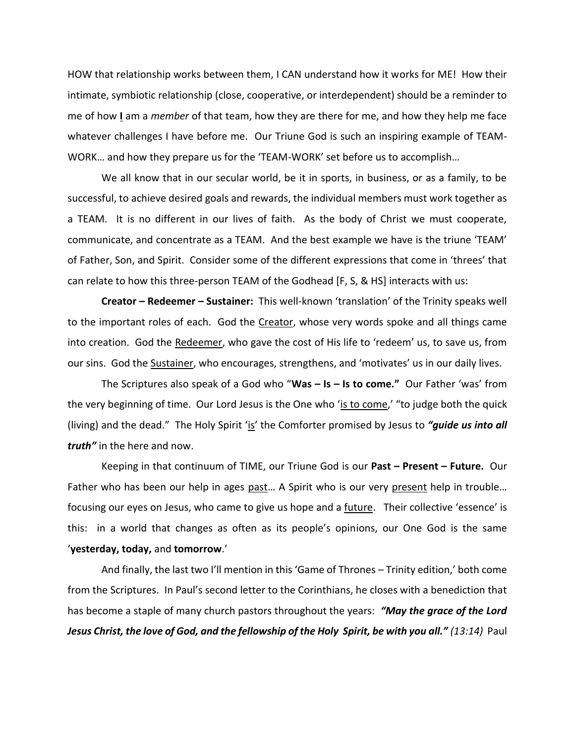HOW that relationship works between them, I CAN understand how it works for ME! How their intimate, symbiotic relationship (close, cooperative, or interdependent) should be a reminder to me of how **I** am a *member* of that team, how they are there for me, and how they help me face whatever challenges I have before me. Our Triune God is such an inspiring example of TEAM-WORK… and how they prepare us for the 'TEAM-WORK' set before us to accomplish…

We all know that in our secular world, be it in sports, in business, or as a family, to be successful, to achieve desired goals and rewards, the individual members must work together as a TEAM. It is no different in our lives of faith. As the body of Christ we must cooperate, communicate, and concentrate as a TEAM. And the best example we have is the triune 'TEAM' of Father, Son, and Spirit. Consider some of the different expressions that come in 'threes' that can relate to how this three-person TEAM of the Godhead [F, S, & HS] interacts with us:

**Creator – Redeemer – Sustainer:** This well-known 'translation' of the Trinity speaks well to the important roles of each. God the Creator, whose very words spoke and all things came into creation. God the Redeemer, who gave the cost of His life to 'redeem' us, to save us, from our sins. God the Sustainer, who encourages, strengthens, and 'motivates' us in our daily lives.

The Scriptures also speak of a God who "**Was – Is – Is to come."** Our Father 'was' from the very beginning of time. Our Lord Jesus is the One who 'is to come,' "to judge both the quick (living) and the dead." The Holy Spirit 'is' the Comforter promised by Jesus to ***"guide us into all truth"*** in the here and now.

Keeping in that continuum of TIME, our Triune God is our **Past – Present – Future.** Our Father who has been our help in ages past… A Spirit who is our very present help in trouble… focusing our eyes on Jesus, who came to give us hope and a future. Their collective 'essence' is this: in a world that changes as often as its people's opinions, our One God is the same '**yesterday, today,** and **tomorrow**.'

And finally, the last two I'll mention in this 'Game of Thrones – Trinity edition,' both come from the Scriptures. In Paul's second letter to the Corinthians, he closes with a benediction that has become a staple of many church pastors throughout the years: ***"May the grace of the Lord Jesus Christ, the love of God, and the fellowship of the Holy Spirit, be with you all."*** *(13:14)* Paul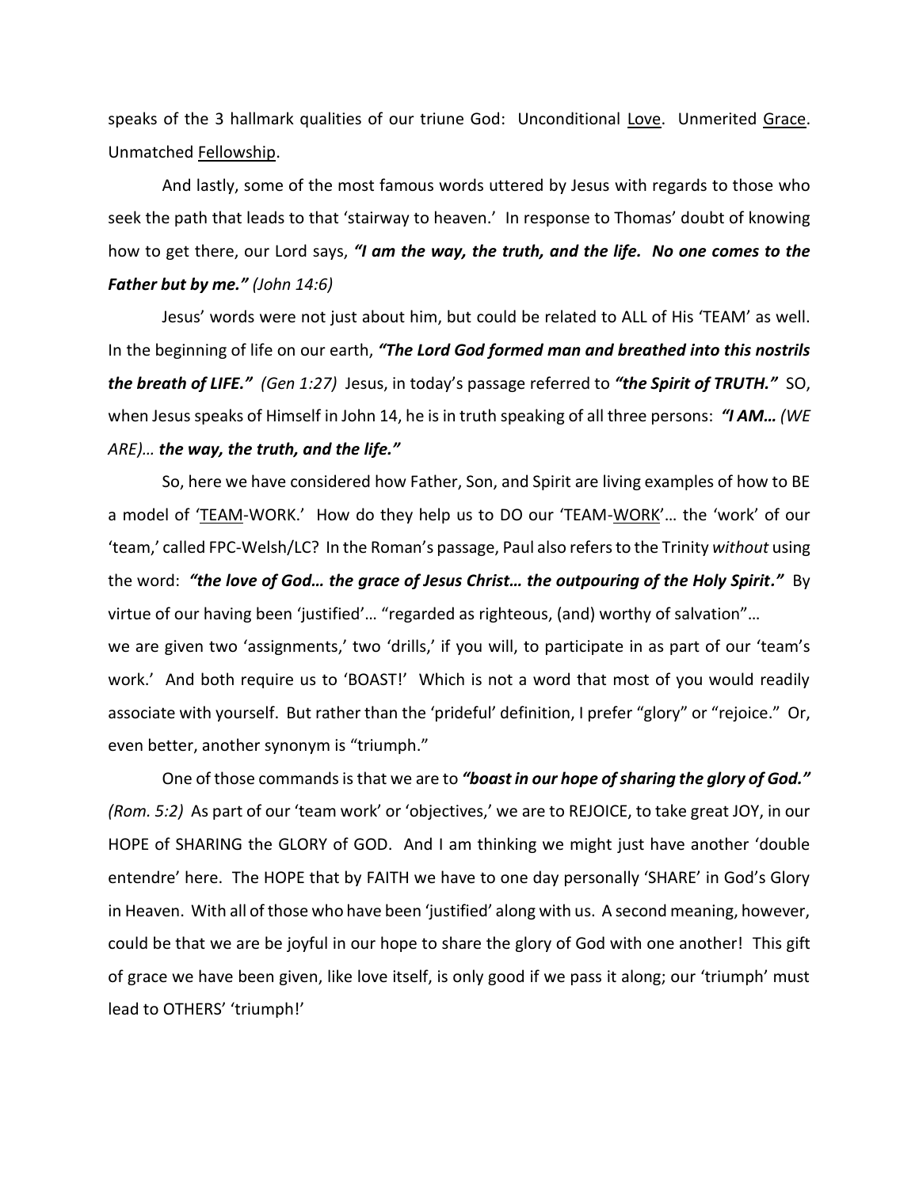speaks of the 3 hallmark qualities of our triune God: Unconditional <u>Love</u>. Unmerited <u>Grace</u>. Unmatched <u>Fellowship</u>.

And lastly, some of the most famous words uttered by Jesus with regards to those who seek the path that leads to that 'stairway to heaven.' In response to Thomas' doubt of knowing how to get there, our Lord says, ***"I am the way, the truth, and the life. No one comes to the Father but by me."*** *(John 14:6)*

Jesus' words were not just about him, but could be related to ALL of His 'TEAM' as well. In the beginning of life on our earth, ***"The Lord God formed man and breathed into this nostrils the breath of LIFE."*** *(Gen 1:27)* Jesus, in today's passage referred to ***"the Spirit of TRUTH."*** SO, when Jesus speaks of Himself in John 14, he is in truth speaking of all three persons: ***"I AM…*** *(WE ARE)…* ***the way, the truth, and the life."***

So, here we have considered how Father, Son, and Spirit are living examples of how to BE a model of '<u>TEAM</u>-WORK.' How do they help us to DO our 'TEAM-<u>WORK</u>'… the 'work' of our 'team,' called FPC-Welsh/LC? In the Roman's passage, Paul also refers to the Trinity *without* using the word: ***"the love of God… the grace of Jesus Christ… the outpouring of the Holy Spirit."*** By virtue of our having been 'justified'… "regarded as righteous, (and) worthy of salvation"…
we are given two 'assignments,' two 'drills,' if you will, to participate in as part of our 'team's work.' And both require us to 'BOAST!' Which is not a word that most of you would readily associate with yourself. But rather than the 'prideful' definition, I prefer "glory" or "rejoice." Or, even better, another synonym is "triumph."

One of those commands is that we are to ***"boast in our hope of sharing the glory of God."*** *(Rom. 5:2)* As part of our 'team work' or 'objectives,' we are to REJOICE, to take great JOY, in our HOPE of SHARING the GLORY of GOD. And I am thinking we might just have another 'double entendre' here. The HOPE that by FAITH we have to one day personally 'SHARE' in God's Glory in Heaven. With all of those who have been 'justified' along with us. A second meaning, however, could be that we are be joyful in our hope to share the glory of God with one another! This gift of grace we have been given, like love itself, is only good if we pass it along; our 'triumph' must lead to OTHERS' 'triumph!'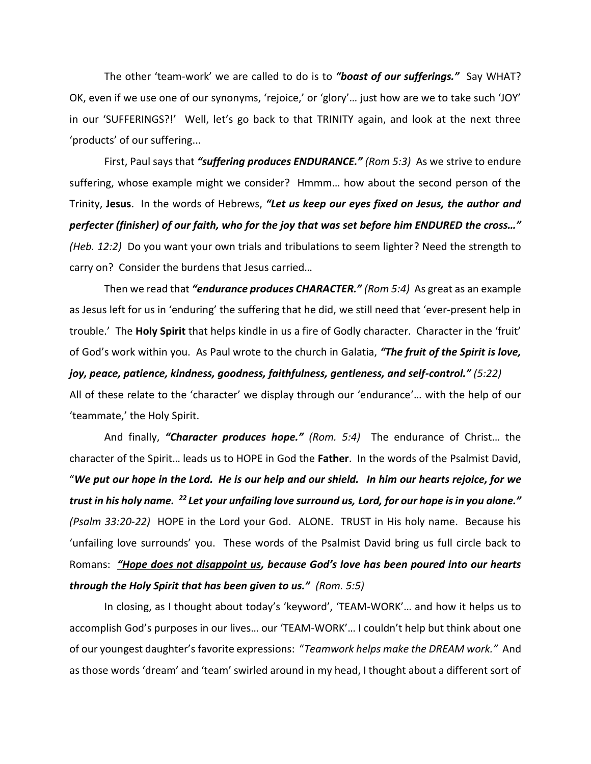The other 'team-work' we are called to do is to ***"boast of our sufferings."*** Say WHAT? OK, even if we use one of our synonyms, 'rejoice,' or 'glory'… just how are we to take such 'JOY' in our 'SUFFERINGS?!' Well, let's go back to that TRINITY again, and look at the next three 'products' of our suffering...

First, Paul says that ***"suffering produces ENDURANCE."*** *(Rom 5:3)* As we strive to endure suffering, whose example might we consider? Hmmm… how about the second person of the Trinity, **Jesus**. In the words of Hebrews, ***"Let us keep our eyes fixed on Jesus, the author and perfecter (finisher) of our faith, who for the joy that was set before him ENDURED the cross…"*** *(Heb. 12:2)* Do you want your own trials and tribulations to seem lighter? Need the strength to carry on? Consider the burdens that Jesus carried…

Then we read that ***"endurance produces CHARACTER."*** *(Rom 5:4)* As great as an example as Jesus left for us in 'enduring' the suffering that he did, we still need that 'ever-present help in trouble.' The **Holy Spirit** that helps kindle in us a fire of Godly character. Character in the 'fruit' of God's work within you. As Paul wrote to the church in Galatia, ***"The fruit of the Spirit is love, joy, peace, patience, kindness, goodness, faithfulness, gentleness, and self-control."*** *(5:22)* All of these relate to the 'character' we display through our 'endurance'… with the help of our 'teammate,' the Holy Spirit.

And finally, ***"Character produces hope."*** *(Rom. 5:4)* The endurance of Christ… the character of the Spirit… leads us to HOPE in God the **Father**. In the words of the Psalmist David, "***We put our hope in the Lord. He is our help and our shield. In him our hearts rejoice, for we trust in his holy name. [22] Let your unfailing love surround us, Lord, for our hope is in you alone."*** *(Psalm 33:20-22)* HOPE in the Lord your God. ALONE. TRUST in His holy name. Because his 'unfailing love surrounds' you. These words of the Psalmist David bring us full circle back to Romans: ***<u>"Hope does not disappoint us</u>, because God's love has been poured into our hearts through the Holy Spirit that has been given to us."*** *(Rom. 5:5)*

In closing, as I thought about today's 'keyword', 'TEAM-WORK'… and how it helps us to accomplish God's purposes in our lives… our 'TEAM-WORK'… I couldn't help but think about one of our youngest daughter's favorite expressions: "*Teamwork helps make the DREAM work."* And as those words 'dream' and 'team' swirled around in my head, I thought about a different sort of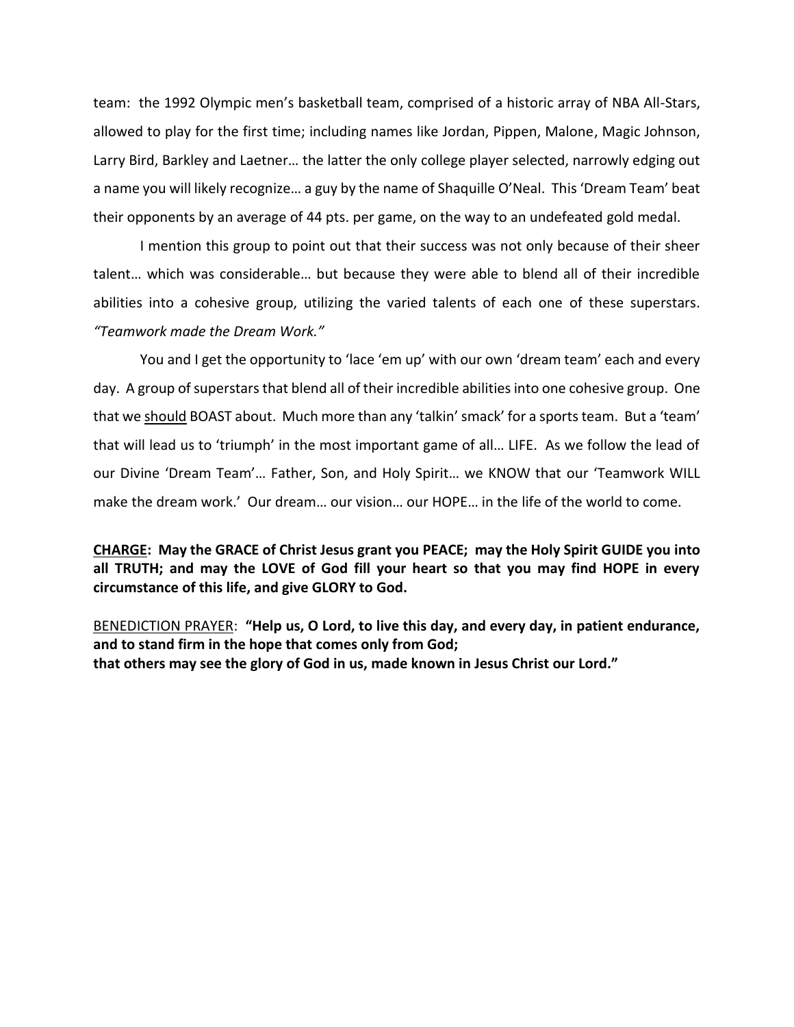team: the 1992 Olympic men's basketball team, comprised of a historic array of NBA All-Stars, allowed to play for the first time; including names like Jordan, Pippen, Malone, Magic Johnson, Larry Bird, Barkley and Laetner… the latter the only college player selected, narrowly edging out a name you will likely recognize… a guy by the name of Shaquille O'Neal. This 'Dream Team' beat their opponents by an average of 44 pts. per game, on the way to an undefeated gold medal.

I mention this group to point out that their success was not only because of their sheer talent… which was considerable… but because they were able to blend all of their incredible abilities into a cohesive group, utilizing the varied talents of each one of these superstars. *"Teamwork made the Dream Work."*

You and I get the opportunity to 'lace 'em up' with our own 'dream team' each and every day. A group of superstars that blend all of their incredible abilities into one cohesive group. One that we <u>should</u> BOAST about. Much more than any 'talkin' smack' for a sports team. But a 'team' that will lead us to 'triumph' in the most important game of all… LIFE. As we follow the lead of our Divine 'Dream Team'… Father, Son, and Holy Spirit… we KNOW that our 'Teamwork WILL make the dream work.' Our dream… our vision… our HOPE… in the life of the world to come.

**<u>CHARGE</u>: May the GRACE of Christ Jesus grant you PEACE; may the Holy Spirit GUIDE you into all TRUTH; and may the LOVE of God fill your heart so that you may find HOPE in every circumstance of this life, and give GLORY to God.**

<u>BENEDICTION PRAYER</u>: **"Help us, O Lord, to live this day, and every day, in patient endurance, and to stand firm in the hope that comes only from God;
that others may see the glory of God in us, made known in Jesus Christ our Lord."**